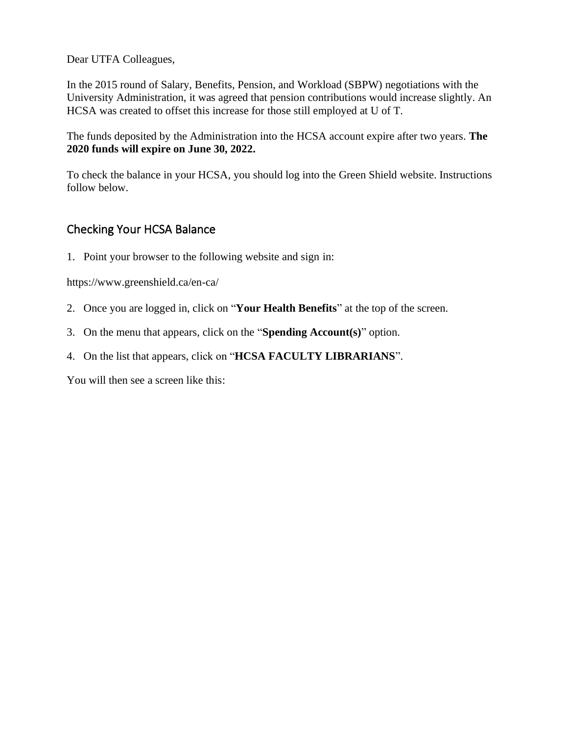Dear UTFA Colleagues,

In the 2015 round of Salary, Benefits, Pension, and Workload (SBPW) negotiations with the University Administration, it was agreed that pension contributions would increase slightly. An HCSA was created to offset this increase for those still employed at U of T.

The funds deposited by the Administration into the HCSA account expire after two years. **The 2020 funds will expire on June 30, 2022.**

To check the balance in your HCSA, you should log into the Green Shield website. Instructions follow below.

## Checking Your HCSA Balance

1. Point your browser to the following website and sign in:

https://www.greenshield.ca/en-ca/

2. Once you are logged in, click on "**Your Health Benefits**" at the top of the screen.
3. On the menu that appears, click on the "**Spending Account(s)**" option.
4. On the list that appears, click on "**HCSA FACULTY LIBRARIANS**".

You will then see a screen like this: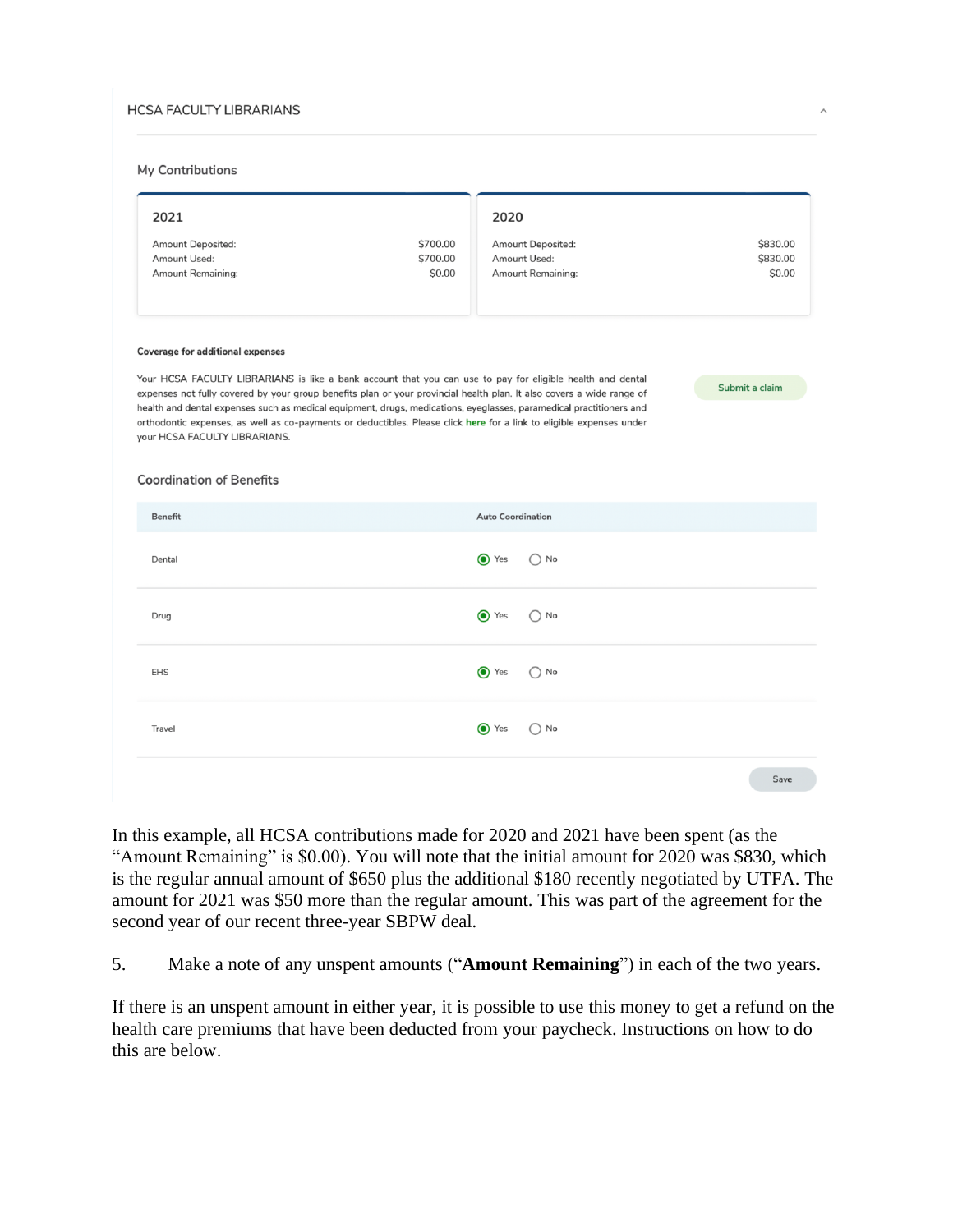HCSA FACULTY LIBRARIANS

### My Contributions

| 2021 | | 2020 | |
|---|---|---|---|
| Amount Deposited: | $700.00 | Amount Deposited: | $830.00 |
| Amount Used: | $700.00 | Amount Used: | $830.00 |
| Amount Remaining: | $0.00 | Amount Remaining: | $0.00 |

**Coverage for additional expenses**

Your HCSA FACULTY LIBRARIANS is like a bank account that you can use to pay for eligible health and dental expenses not fully covered by your group benefits plan or your provincial health plan. It also covers a wide range of health and dental expenses such as medical equipment, drugs, medications, eyeglasses, paramedical practitioners and orthodontic expenses, as well as co-payments or deductibles. Please click **here** for a link to eligible expenses under your HCSA FACULTY LIBRARIANS.

Submit a claim

### Coordination of Benefits

| Benefit | Auto Coordination |
|---|---|
| Dental | (●) Yes ( ) No |
| Drug | (●) Yes ( ) No |
| EHS | (●) Yes ( ) No |
| Travel | (●) Yes ( ) No |

Save

In this example, all HCSA contributions made for 2020 and 2021 have been spent (as the "Amount Remaining" is $0.00). You will note that the initial amount for 2020 was $830, which is the regular annual amount of $650 plus the additional $180 recently negotiated by UTFA. The amount for 2021 was $50 more than the regular amount. This was part of the agreement for the second year of our recent three-year SBPW deal.

5. Make a note of any unspent amounts ("**Amount Remaining**") in each of the two years.

If there is an unspent amount in either year, it is possible to use this money to get a refund on the health care premiums that have been deducted from your paycheck. Instructions on how to do this are below.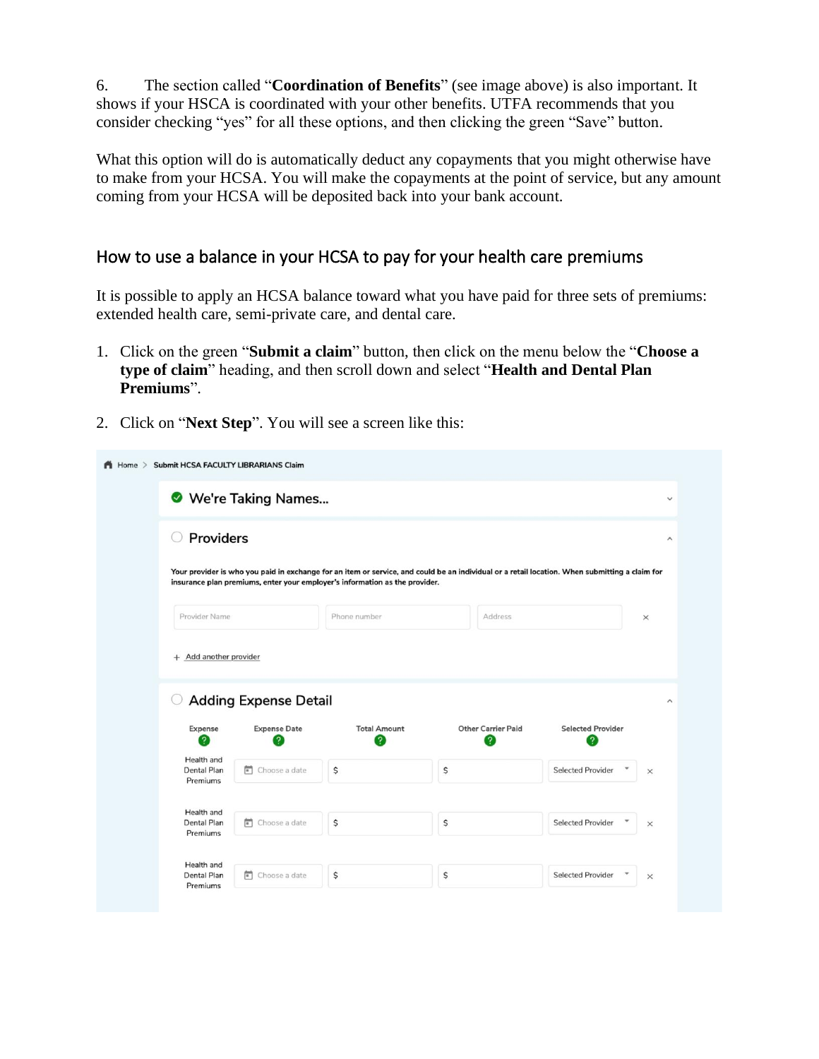6. The section called "**Coordination of Benefits**" (see image above) is also important. It shows if your HSCA is coordinated with your other benefits. UTFA recommends that you consider checking "yes" for all these options, and then clicking the green "Save" button.

What this option will do is automatically deduct any copayments that you might otherwise have to make from your HCSA. You will make the copayments at the point of service, but any amount coming from your HCSA will be deposited back into your bank account.

## How to use a balance in your HCSA to pay for your health care premiums

It is possible to apply an HCSA balance toward what you have paid for three sets of premiums: extended health care, semi-private care, and dental care.

1. Click on the green "**Submit a claim**" button, then click on the menu below the "**Choose a type of claim**" heading, and then scroll down and select "**Health and Dental Plan Premiums**".

2. Click on "**Next Step**". You will see a screen like this:

Home > Submit HCSA FACULTY LIBRARIANS Claim

We're Taking Names...

Providers

Your provider is who you paid in exchange for an item or service, and could be an individual or a retail location. When submitting a claim for insurance plan premiums, enter your employer's information as the provider.

| Provider Name | Phone number | Address |
|---|---|---|

+ Add another provider

Adding Expense Detail

| Expense | Expense Date | Total Amount | Other Carrier Paid | Selected Provider |
|---|---|---|---|---|
| Health and Dental Plan Premiums | Choose a date | $ | $ | Selected Provider |
| Health and Dental Plan Premiums | Choose a date | $ | $ | Selected Provider |
| Health and Dental Plan Premiums | Choose a date | $ | $ | Selected Provider |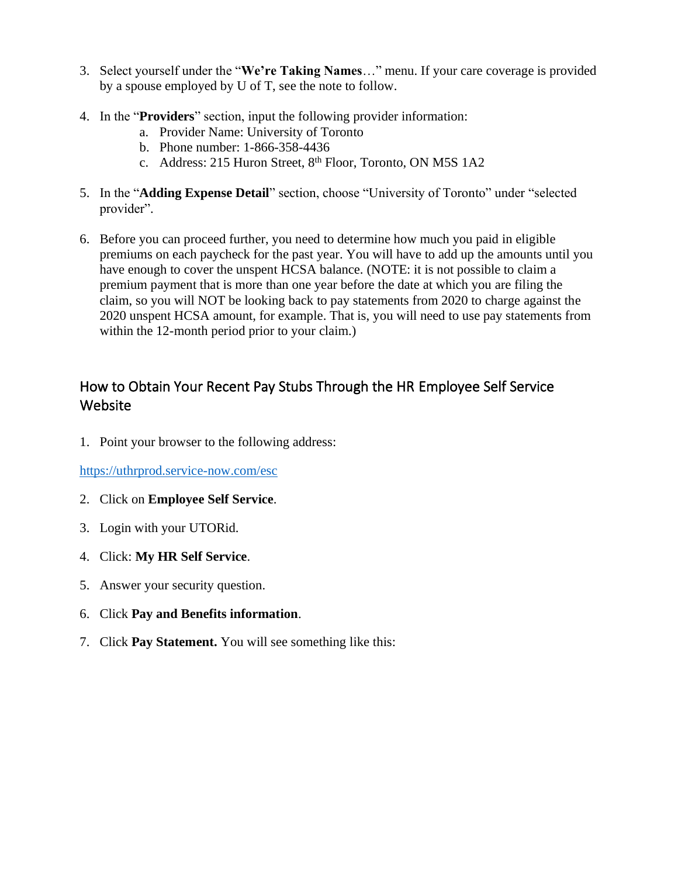3. Select yourself under the "**We're Taking Names**…" menu. If your care coverage is provided by a spouse employed by U of T, see the note to follow.

4. In the "**Providers**" section, input the following provider information:
   a. Provider Name: University of Toronto
   b. Phone number: 1-866-358-4436
   c. Address: 215 Huron Street, 8th Floor, Toronto, ON M5S 1A2

5. In the "**Adding Expense Detail**" section, choose "University of Toronto" under "selected provider".

6. Before you can proceed further, you need to determine how much you paid in eligible premiums on each paycheck for the past year. You will have to add up the amounts until you have enough to cover the unspent HCSA balance. (NOTE: it is not possible to claim a premium payment that is more than one year before the date at which you are filing the claim, so you will NOT be looking back to pay statements from 2020 to charge against the 2020 unspent HCSA amount, for example. That is, you will need to use pay statements from within the 12-month period prior to your claim.)

## How to Obtain Your Recent Pay Stubs Through the HR Employee Self Service Website

1. Point your browser to the following address:

https://uthrprod.service-now.com/esc

2. Click on **Employee Self Service**.

3. Login with your UTORid.

4. Click: **My HR Self Service**.

5. Answer your security question.

6. Click **Pay and Benefits information**.

7. Click **Pay Statement.** You will see something like this: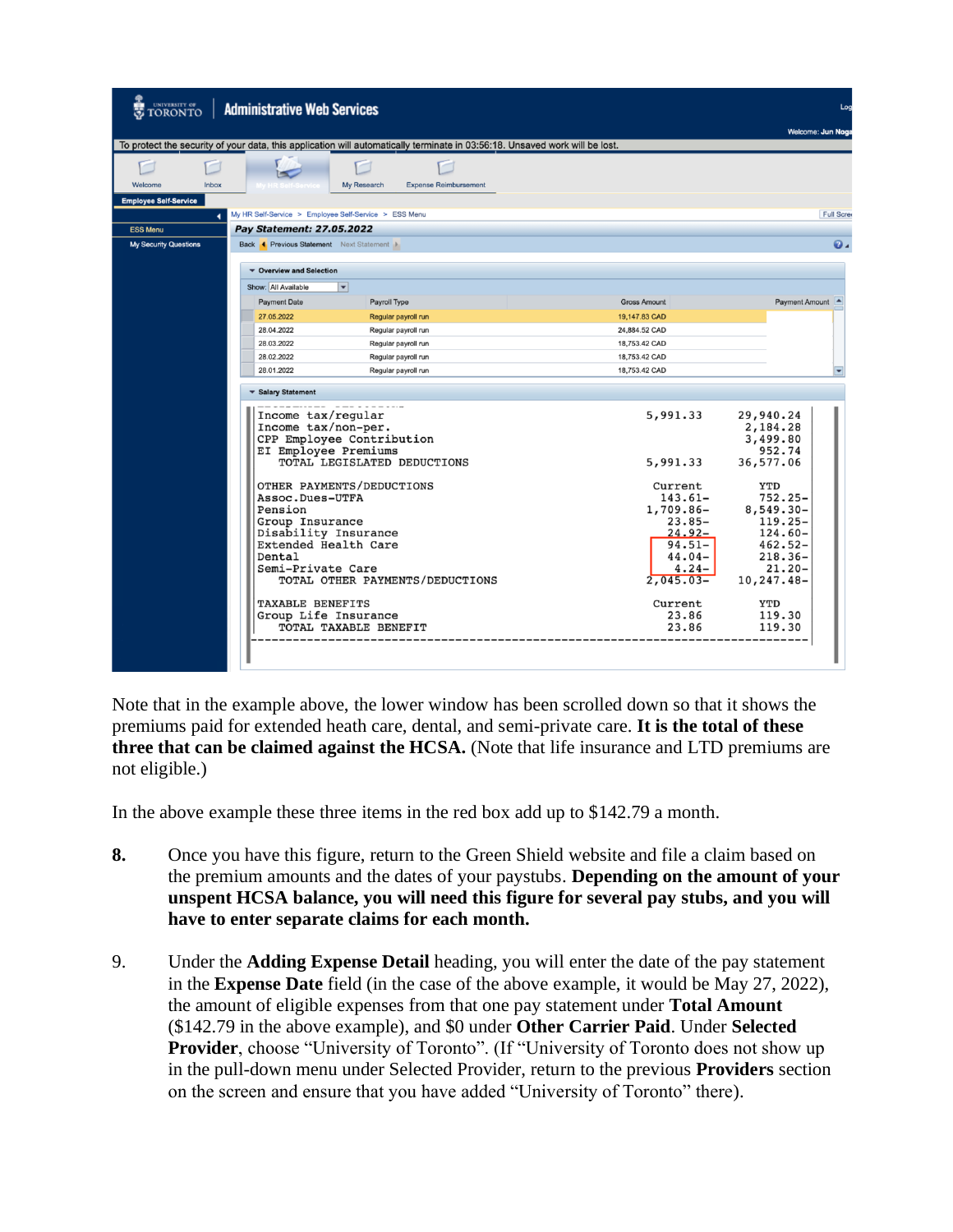Note that in the example above, the lower window has been scrolled down so that it shows the premiums paid for extended heath care, dental, and semi-private care. **It is the total of these three that can be claimed against the HCSA.** (Note that life insurance and LTD premiums are not eligible.)

In the above example these three items in the red box add up to $142.79 a month.

**8.** Once you have this figure, return to the Green Shield website and file a claim based on the premium amounts and the dates of your paystubs. **Depending on the amount of your unspent HCSA balance, you will need this figure for several pay stubs, and you will have to enter separate claims for each month.**

9. Under the **Adding Expense Detail** heading, you will enter the date of the pay statement in the **Expense Date** field (in the case of the above example, it would be May 27, 2022), the amount of eligible expenses from that one pay statement under **Total Amount** ($142.79 in the above example), and $0 under **Other Carrier Paid**. Under **Selected Provider**, choose "University of Toronto". (If "University of Toronto does not show up in the pull-down menu under Selected Provider, return to the previous **Providers** section on the screen and ensure that you have added "University of Toronto" there).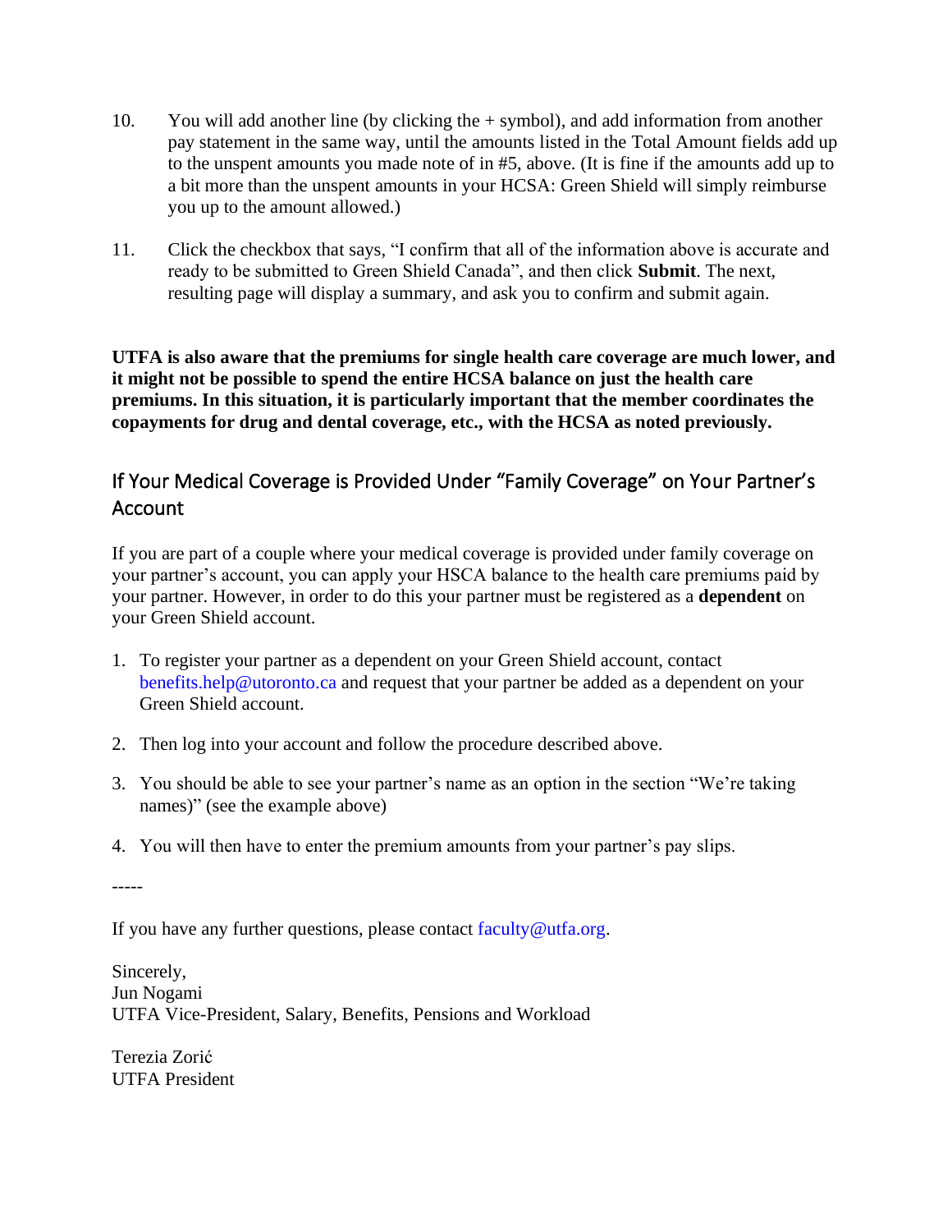10. You will add another line (by clicking the + symbol), and add information from another pay statement in the same way, until the amounts listed in the Total Amount fields add up to the unspent amounts you made note of in #5, above. (It is fine if the amounts add up to a bit more than the unspent amounts in your HCSA: Green Shield will simply reimburse you up to the amount allowed.)

11. Click the checkbox that says, "I confirm that all of the information above is accurate and ready to be submitted to Green Shield Canada", and then click **Submit**. The next, resulting page will display a summary, and ask you to confirm and submit again.

**UTFA is also aware that the premiums for single health care coverage are much lower, and it might not be possible to spend the entire HCSA balance on just the health care premiums. In this situation, it is particularly important that the member coordinates the copayments for drug and dental coverage, etc., with the HCSA as noted previously.**

## If Your Medical Coverage is Provided Under "Family Coverage" on Your Partner's Account

If you are part of a couple where your medical coverage is provided under family coverage on your partner's account, you can apply your HSCA balance to the health care premiums paid by your partner. However, in order to do this your partner must be registered as a **dependent** on your Green Shield account.

1. To register your partner as a dependent on your Green Shield account, contact benefits.help@utoronto.ca and request that your partner be added as a dependent on your Green Shield account.

2. Then log into your account and follow the procedure described above.

3. You should be able to see your partner's name as an option in the section "We're taking names)" (see the example above)

4. You will then have to enter the premium amounts from your partner's pay slips.

-----

If you have any further questions, please contact faculty@utfa.org.

Sincerely,
Jun Nogami
UTFA Vice-President, Salary, Benefits, Pensions and Workload

Terezia Zorić
UTFA President